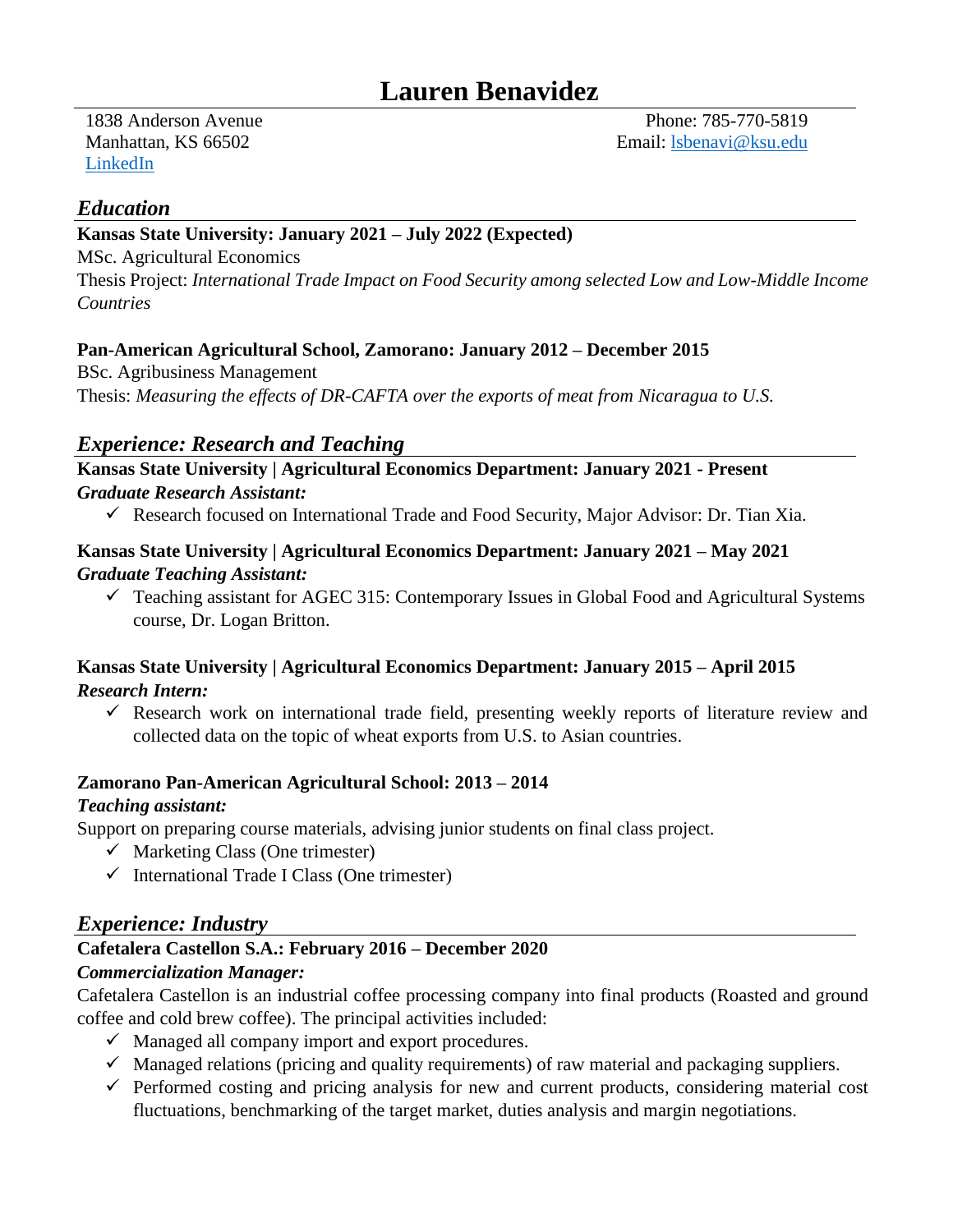# Lauren Benavidez

1838 Anderson Avenue
Manhattan, KS 66502
[LinkedIn]

Phone: 785-770-5819
Email: lsbenavi@ksu.edu

## *Education*

**Kansas State University: January 2021 – July 2022 (Expected)**
MSc. Agricultural Economics
Thesis Project: *International Trade Impact on Food Security among selected Low and Low-Middle Income Countries*

**Pan-American Agricultural School, Zamorano: January 2012 – December 2015**
BSc. Agribusiness Management
Thesis: *Measuring the effects of DR-CAFTA over the exports of meat from Nicaragua to U.S.*

## *Experience: Research and Teaching*

**Kansas State University | Agricultural Economics Department: January 2021 - Present**
***Graduate Research Assistant:***

- ✓ Research focused on International Trade and Food Security, Major Advisor: Dr. Tian Xia.

**Kansas State University | Agricultural Economics Department: January 2021 – May 2021**
***Graduate Teaching Assistant:***

- ✓ Teaching assistant for AGEC 315: Contemporary Issues in Global Food and Agricultural Systems course, Dr. Logan Britton.

**Kansas State University | Agricultural Economics Department: January 2015 – April 2015**
***Research Intern:***

- ✓ Research work on international trade field, presenting weekly reports of literature review and collected data on the topic of wheat exports from U.S. to Asian countries.

**Zamorano Pan-American Agricultural School: 2013 – 2014**
***Teaching assistant:***
Support on preparing course materials, advising junior students on final class project.

- ✓ Marketing Class (One trimester)
- ✓ International Trade I Class (One trimester)

## *Experience: Industry*

**Cafetalera Castellon S.A.: February 2016 – December 2020**
***Commercialization Manager:***
Cafetalera Castellon is an industrial coffee processing company into final products (Roasted and ground coffee and cold brew coffee). The principal activities included:

- ✓ Managed all company import and export procedures.
- ✓ Managed relations (pricing and quality requirements) of raw material and packaging suppliers.
- ✓ Performed costing and pricing analysis for new and current products, considering material cost fluctuations, benchmarking of the target market, duties analysis and margin negotiations.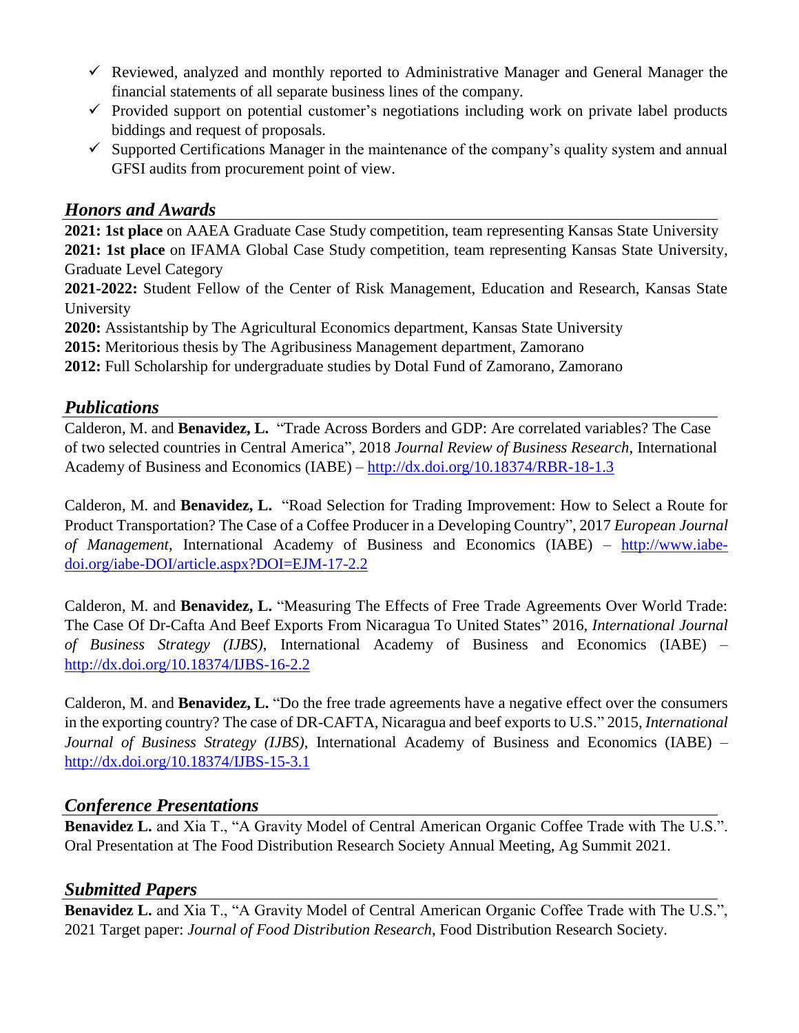- ✓ Reviewed, analyzed and monthly reported to Administrative Manager and General Manager the financial statements of all separate business lines of the company.
- ✓ Provided support on potential customer's negotiations including work on private label products biddings and request of proposals.
- ✓ Supported Certifications Manager in the maintenance of the company's quality system and annual GFSI audits from procurement point of view.

## *Honors and Awards*

**2021: 1st place** on AAEA Graduate Case Study competition, team representing Kansas State University
**2021: 1st place** on IFAMA Global Case Study competition, team representing Kansas State University, Graduate Level Category
**2021-2022:** Student Fellow of the Center of Risk Management, Education and Research, Kansas State University
**2020:** Assistantship by The Agricultural Economics department, Kansas State University
**2015:** Meritorious thesis by The Agribusiness Management department, Zamorano
**2012:** Full Scholarship for undergraduate studies by Dotal Fund of Zamorano, Zamorano

## *Publications*

Calderon, M. and **Benavidez, L.** "Trade Across Borders and GDP: Are correlated variables? The Case of two selected countries in Central America", 2018 *Journal Review of Business Research*, International Academy of Business and Economics (IABE) – http://dx.doi.org/10.18374/RBR-18-1.3

Calderon, M. and **Benavidez, L.** "Road Selection for Trading Improvement: How to Select a Route for Product Transportation? The Case of a Coffee Producer in a Developing Country", 2017 *European Journal of Management*, International Academy of Business and Economics (IABE) – http://www.iabe-doi.org/iabe-DOI/article.aspx?DOI=EJM-17-2.2

Calderon, M. and **Benavidez, L.** "Measuring The Effects of Free Trade Agreements Over World Trade: The Case Of Dr-Cafta And Beef Exports From Nicaragua To United States" 2016, *International Journal of Business Strategy (IJBS)*, International Academy of Business and Economics (IABE) – http://dx.doi.org/10.18374/IJBS-16-2.2

Calderon, M. and **Benavidez, L.** "Do the free trade agreements have a negative effect over the consumers in the exporting country? The case of DR-CAFTA, Nicaragua and beef exports to U.S." 2015, *International Journal of Business Strategy (IJBS)*, International Academy of Business and Economics (IABE) – http://dx.doi.org/10.18374/IJBS-15-3.1

## *Conference Presentations*

**Benavidez L.** and Xia T., "A Gravity Model of Central American Organic Coffee Trade with The U.S.". Oral Presentation at The Food Distribution Research Society Annual Meeting, Ag Summit 2021.

## *Submitted Papers*

**Benavidez L.** and Xia T., "A Gravity Model of Central American Organic Coffee Trade with The U.S.", 2021 Target paper: *Journal of Food Distribution Research*, Food Distribution Research Society.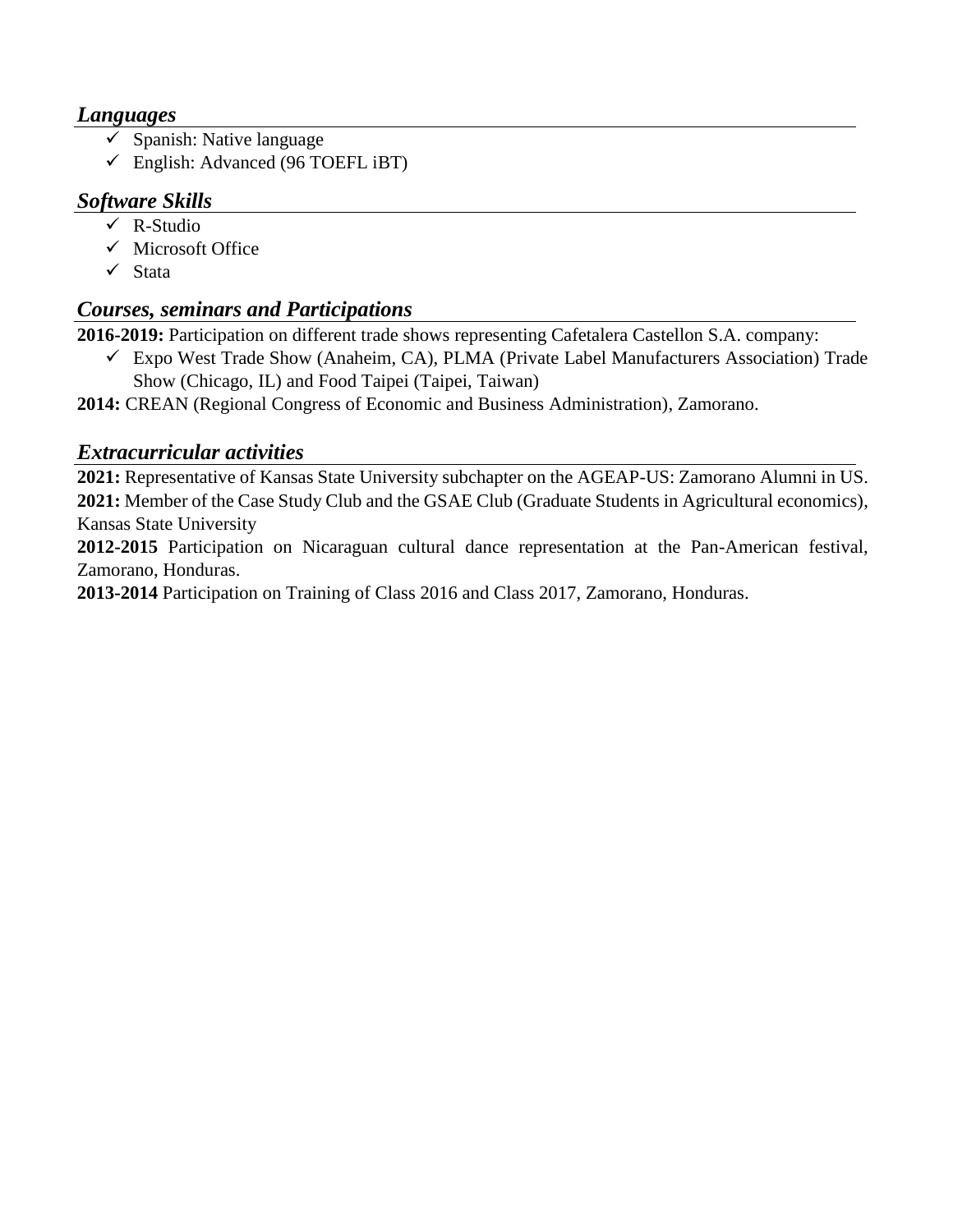### *Languages*

- ✓ Spanish: Native language
- ✓ English: Advanced (96 TOEFL iBT)

### *Software Skills*

- ✓ R-Studio
- ✓ Microsoft Office
- ✓ Stata

### *Courses, seminars and Participations*

**2016-2019:** Participation on different trade shows representing Cafetalera Castellon S.A. company:

- ✓ Expo West Trade Show (Anaheim, CA), PLMA (Private Label Manufacturers Association) Trade Show (Chicago, IL) and Food Taipei (Taipei, Taiwan)

**2014:** CREAN (Regional Congress of Economic and Business Administration), Zamorano.

### *Extracurricular activities*

**2021:** Representative of Kansas State University subchapter on the AGEAP-US: Zamorano Alumni in US.

**2021:** Member of the Case Study Club and the GSAE Club (Graduate Students in Agricultural economics), Kansas State University

**2012-2015** Participation on Nicaraguan cultural dance representation at the Pan-American festival, Zamorano, Honduras.

**2013-2014** Participation on Training of Class 2016 and Class 2017, Zamorano, Honduras.